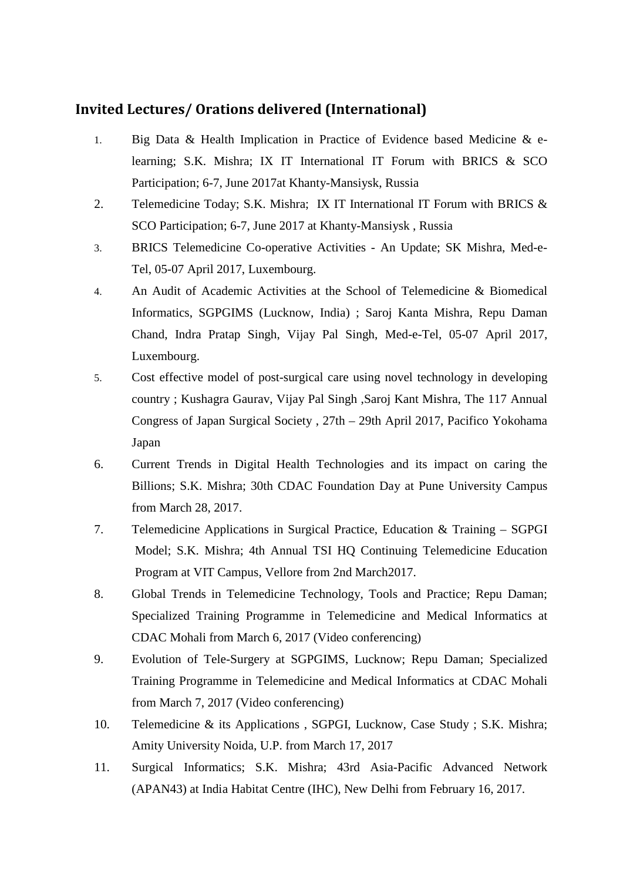## Invited Lectures/ Orations delivered (International)

1. Big Data & Health Implication in Practice of Evidence based Medicine & e-learning; S.K. Mishra; IX IT International IT Forum with BRICS & SCO Participation; 6-7, June 2017at Khanty-Mansiysk, Russia
2. Telemedicine Today; S.K. Mishra; IX IT International IT Forum with BRICS & SCO Participation; 6-7, June 2017 at Khanty-Mansiysk , Russia
3. BRICS Telemedicine Co-operative Activities - An Update; SK Mishra, Med-e-Tel, 05-07 April 2017, Luxembourg.
4. An Audit of Academic Activities at the School of Telemedicine & Biomedical Informatics, SGPGIMS (Lucknow, India) ; Saroj Kanta Mishra, Repu Daman Chand, Indra Pratap Singh, Vijay Pal Singh, Med-e-Tel, 05-07 April 2017, Luxembourg.
5. Cost effective model of post-surgical care using novel technology in developing country ; Kushagra Gaurav, Vijay Pal Singh ,Saroj Kant Mishra, The 117 Annual Congress of Japan Surgical Society , 27th – 29th April 2017, Pacifico Yokohama Japan
6. Current Trends in Digital Health Technologies and its impact on caring the Billions; S.K. Mishra; 30th CDAC Foundation Day at Pune University Campus from March 28, 2017.
7. Telemedicine Applications in Surgical Practice, Education & Training – SGPGI Model; S.K. Mishra; 4th Annual TSI HQ Continuing Telemedicine Education Program at VIT Campus, Vellore from 2nd March2017.
8. Global Trends in Telemedicine Technology, Tools and Practice; Repu Daman; Specialized Training Programme in Telemedicine and Medical Informatics at CDAC Mohali from March 6, 2017 (Video conferencing)
9. Evolution of Tele-Surgery at SGPGIMS, Lucknow; Repu Daman; Specialized Training Programme in Telemedicine and Medical Informatics at CDAC Mohali from March 7, 2017 (Video conferencing)
10. Telemedicine & its Applications , SGPGI, Lucknow, Case Study ; S.K. Mishra; Amity University Noida, U.P. from March 17, 2017
11. Surgical Informatics; S.K. Mishra; 43rd Asia-Pacific Advanced Network (APAN43) at India Habitat Centre (IHC), New Delhi from February 16, 2017.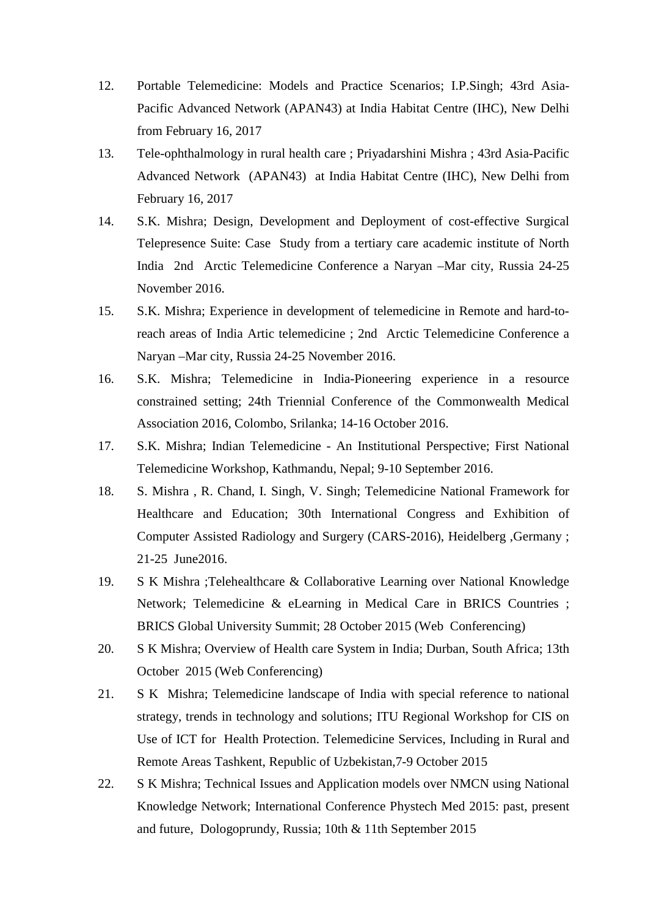12. Portable Telemedicine: Models and Practice Scenarios; I.P.Singh; 43rd Asia-Pacific Advanced Network (APAN43) at India Habitat Centre (IHC), New Delhi from February 16, 2017
13. Tele-ophthalmology in rural health care ; Priyadarshini Mishra ; 43rd Asia-Pacific Advanced Network (APAN43) at India Habitat Centre (IHC), New Delhi from February 16, 2017
14. S.K. Mishra; Design, Development and Deployment of cost-effective Surgical Telepresence Suite: Case Study from a tertiary care academic institute of North India 2nd Arctic Telemedicine Conference a Naryan –Mar city, Russia 24-25 November 2016.
15. S.K. Mishra; Experience in development of telemedicine in Remote and hard-to-reach areas of India Artic telemedicine ; 2nd Arctic Telemedicine Conference a Naryan –Mar city, Russia 24-25 November 2016.
16. S.K. Mishra; Telemedicine in India-Pioneering experience in a resource constrained setting; 24th Triennial Conference of the Commonwealth Medical Association 2016, Colombo, Srilanka; 14-16 October 2016.
17. S.K. Mishra; Indian Telemedicine - An Institutional Perspective; First National Telemedicine Workshop, Kathmandu, Nepal; 9-10 September 2016.
18. S. Mishra , R. Chand, I. Singh, V. Singh; Telemedicine National Framework for Healthcare and Education; 30th International Congress and Exhibition of Computer Assisted Radiology and Surgery (CARS-2016), Heidelberg ,Germany ; 21-25 June2016.
19. S K Mishra ;Telehealthcare & Collaborative Learning over National Knowledge Network; Telemedicine & eLearning in Medical Care in BRICS Countries ; BRICS Global University Summit; 28 October 2015 (Web Conferencing)
20. S K Mishra; Overview of Health care System in India; Durban, South Africa; 13th October 2015 (Web Conferencing)
21. S K Mishra; Telemedicine landscape of India with special reference to national strategy, trends in technology and solutions; ITU Regional Workshop for CIS on Use of ICT for Health Protection. Telemedicine Services, Including in Rural and Remote Areas Tashkent, Republic of Uzbekistan,7-9 October 2015
22. S K Mishra; Technical Issues and Application models over NMCN using National Knowledge Network; International Conference Phystech Med 2015: past, present and future, Dologoprundy, Russia; 10th & 11th September 2015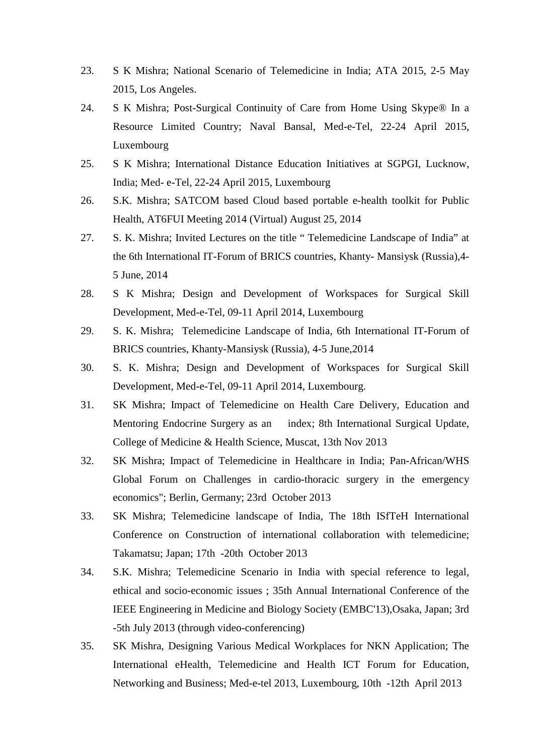23. S K Mishra; National Scenario of Telemedicine in India; ATA 2015, 2-5 May 2015, Los Angeles.
24. S K Mishra; Post-Surgical Continuity of Care from Home Using Skype® In a Resource Limited Country; Naval Bansal, Med-e-Tel, 22-24 April 2015, Luxembourg
25. S K Mishra; International Distance Education Initiatives at SGPGI, Lucknow, India; Med- e-Tel, 22-24 April 2015, Luxembourg
26. S.K. Mishra; SATCOM based Cloud based portable e-health toolkit for Public Health, AT6FUI Meeting 2014 (Virtual) August 25, 2014
27. S. K. Mishra; Invited Lectures on the title " Telemedicine Landscape of India" at the 6th International IT-Forum of BRICS countries, Khanty- Mansiysk (Russia),4-5 June, 2014
28. S K Mishra; Design and Development of Workspaces for Surgical Skill Development, Med-e-Tel, 09-11 April 2014, Luxembourg
29. S. K. Mishra; Telemedicine Landscape of India, 6th International IT-Forum of BRICS countries, Khanty-Mansiysk (Russia), 4-5 June,2014
30. S. K. Mishra; Design and Development of Workspaces for Surgical Skill Development, Med-e-Tel, 09-11 April 2014, Luxembourg.
31. SK Mishra; Impact of Telemedicine on Health Care Delivery, Education and Mentoring Endocrine Surgery as an index; 8th International Surgical Update, College of Medicine & Health Science, Muscat, 13th Nov 2013
32. SK Mishra; Impact of Telemedicine in Healthcare in India; Pan-African/WHS Global Forum on Challenges in cardio-thoracic surgery in the emergency economics"; Berlin, Germany; 23rd October 2013
33. SK Mishra; Telemedicine landscape of India, The 18th ISfTeH International Conference on Construction of international collaboration with telemedicine; Takamatsu; Japan; 17th -20th October 2013
34. S.K. Mishra; Telemedicine Scenario in India with special reference to legal, ethical and socio-economic issues ; 35th Annual International Conference of the IEEE Engineering in Medicine and Biology Society (EMBC'13),Osaka, Japan; 3rd -5th July 2013 (through video-conferencing)
35. SK Mishra, Designing Various Medical Workplaces for NKN Application; The International eHealth, Telemedicine and Health ICT Forum for Education, Networking and Business; Med-e-tel 2013, Luxembourg, 10th -12th April 2013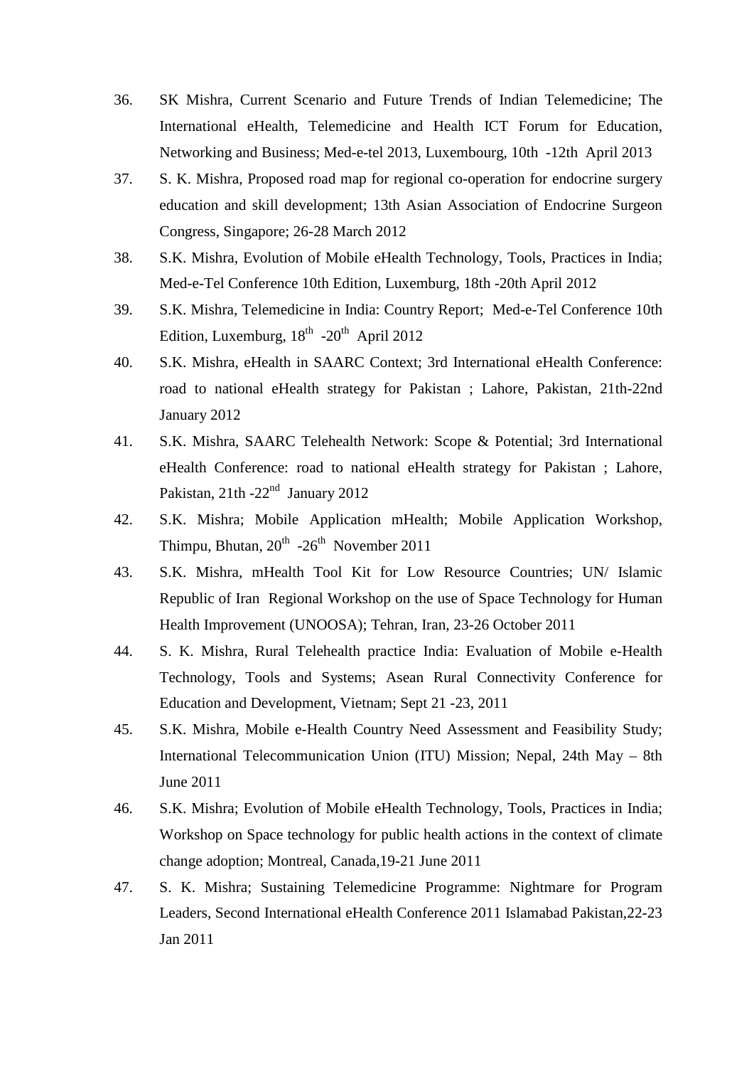36. SK Mishra, Current Scenario and Future Trends of Indian Telemedicine; The International eHealth, Telemedicine and Health ICT Forum for Education, Networking and Business; Med-e-tel 2013, Luxembourg, 10th -12th April 2013
37. S. K. Mishra, Proposed road map for regional co-operation for endocrine surgery education and skill development; 13th Asian Association of Endocrine Surgeon Congress, Singapore; 26-28 March 2012
38. S.K. Mishra, Evolution of Mobile eHealth Technology, Tools, Practices in India; Med-e-Tel Conference 10th Edition, Luxemburg, 18th -20th April 2012
39. S.K. Mishra, Telemedicine in India: Country Report; Med-e-Tel Conference 10th Edition, Luxemburg, 18th -20th April 2012
40. S.K. Mishra, eHealth in SAARC Context; 3rd International eHealth Conference: road to national eHealth strategy for Pakistan ; Lahore, Pakistan, 21th-22nd January 2012
41. S.K. Mishra, SAARC Telehealth Network: Scope & Potential; 3rd International eHealth Conference: road to national eHealth strategy for Pakistan ; Lahore, Pakistan, 21th -22nd January 2012
42. S.K. Mishra; Mobile Application mHealth; Mobile Application Workshop, Thimpu, Bhutan, 20th -26th November 2011
43. S.K. Mishra, mHealth Tool Kit for Low Resource Countries; UN/ Islamic Republic of Iran Regional Workshop on the use of Space Technology for Human Health Improvement (UNOOSA); Tehran, Iran, 23-26 October 2011
44. S. K. Mishra, Rural Telehealth practice India: Evaluation of Mobile e-Health Technology, Tools and Systems; Asean Rural Connectivity Conference for Education and Development, Vietnam; Sept 21 -23, 2011
45. S.K. Mishra, Mobile e-Health Country Need Assessment and Feasibility Study; International Telecommunication Union (ITU) Mission; Nepal, 24th May – 8th June 2011
46. S.K. Mishra; Evolution of Mobile eHealth Technology, Tools, Practices in India; Workshop on Space technology for public health actions in the context of climate change adoption; Montreal, Canada,19-21 June 2011
47. S. K. Mishra; Sustaining Telemedicine Programme: Nightmare for Program Leaders, Second International eHealth Conference 2011 Islamabad Pakistan,22-23 Jan 2011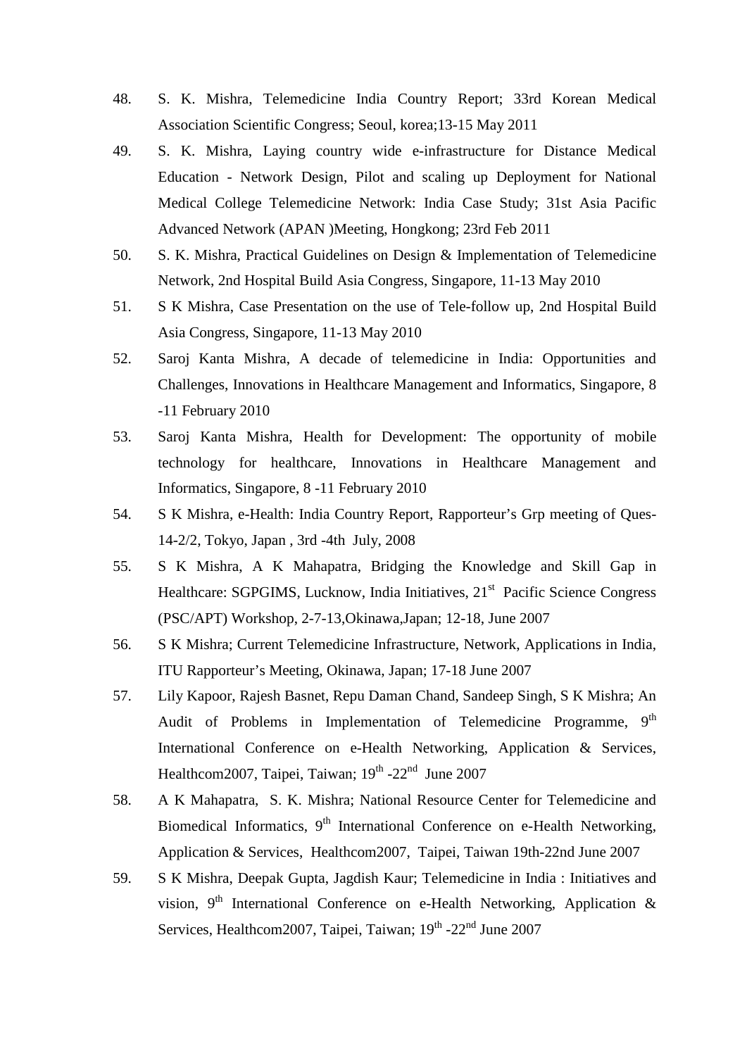48. S. K. Mishra, Telemedicine India Country Report; 33rd Korean Medical Association Scientific Congress; Seoul, korea;13-15 May 2011

49. S. K. Mishra, Laying country wide e-infrastructure for Distance Medical Education - Network Design, Pilot and scaling up Deployment for National Medical College Telemedicine Network: India Case Study; 31st Asia Pacific Advanced Network (APAN )Meeting, Hongkong; 23rd Feb 2011

50. S. K. Mishra, Practical Guidelines on Design & Implementation of Telemedicine Network, 2nd Hospital Build Asia Congress, Singapore, 11-13 May 2010

51. S K Mishra, Case Presentation on the use of Tele-follow up, 2nd Hospital Build Asia Congress, Singapore, 11-13 May 2010

52. Saroj Kanta Mishra, A decade of telemedicine in India: Opportunities and Challenges, Innovations in Healthcare Management and Informatics, Singapore, 8 -11 February 2010

53. Saroj Kanta Mishra, Health for Development: The opportunity of mobile technology for healthcare, Innovations in Healthcare Management and Informatics, Singapore, 8 -11 February 2010

54. S K Mishra, e-Health: India Country Report, Rapporteur's Grp meeting of Ques-14-2/2, Tokyo, Japan , 3rd -4th July, 2008

55. S K Mishra, A K Mahapatra, Bridging the Knowledge and Skill Gap in Healthcare: SGPGIMS, Lucknow, India Initiatives, 21st Pacific Science Congress (PSC/APT) Workshop, 2-7-13,Okinawa,Japan; 12-18, June 2007

56. S K Mishra; Current Telemedicine Infrastructure, Network, Applications in India, ITU Rapporteur's Meeting, Okinawa, Japan; 17-18 June 2007

57. Lily Kapoor, Rajesh Basnet, Repu Daman Chand, Sandeep Singh, S K Mishra; An Audit of Problems in Implementation of Telemedicine Programme, 9th International Conference on e-Health Networking, Application & Services, Healthcom2007, Taipei, Taiwan; 19th -22nd June 2007

58. A K Mahapatra, S. K. Mishra; National Resource Center for Telemedicine and Biomedical Informatics, 9th International Conference on e-Health Networking, Application & Services, Healthcom2007, Taipei, Taiwan 19th-22nd June 2007

59. S K Mishra, Deepak Gupta, Jagdish Kaur; Telemedicine in India : Initiatives and vision, 9th International Conference on e-Health Networking, Application & Services, Healthcom2007, Taipei, Taiwan; 19th -22nd June 2007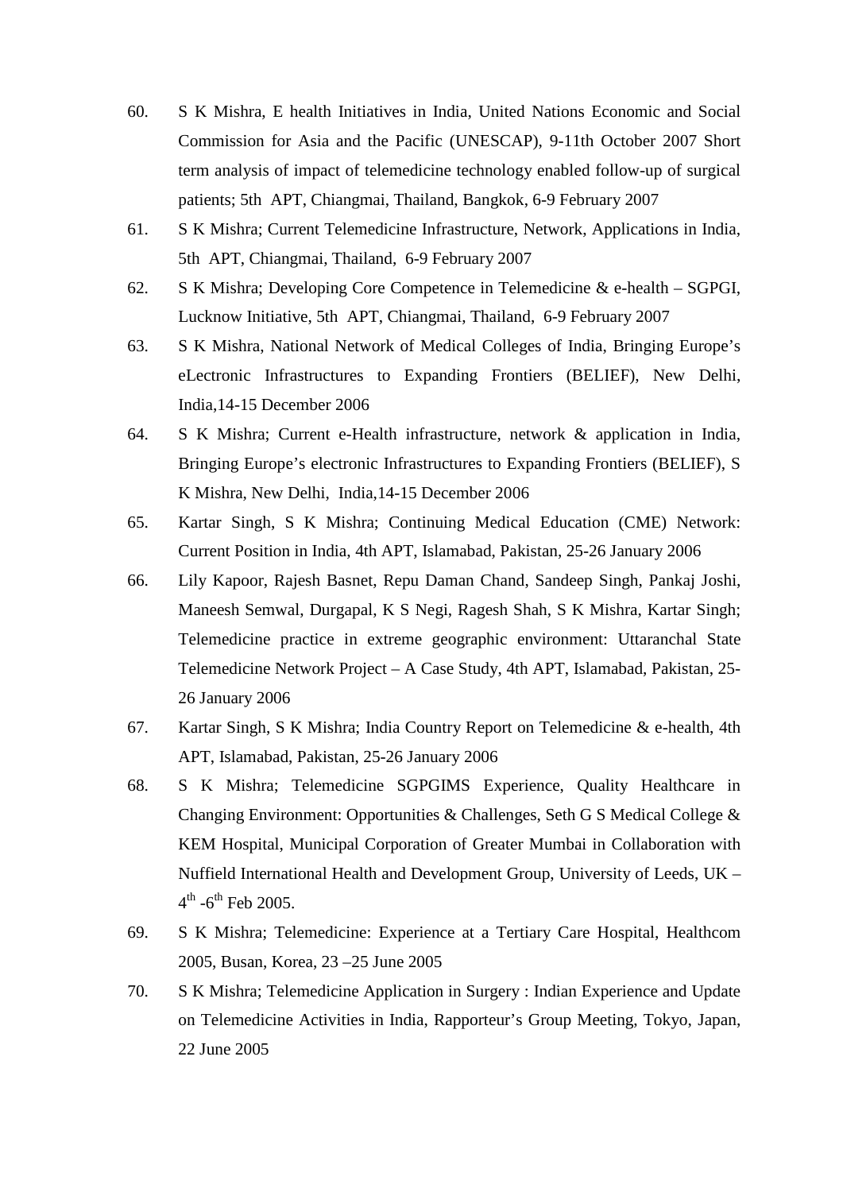60. S K Mishra, E health Initiatives in India, United Nations Economic and Social Commission for Asia and the Pacific (UNESCAP), 9-11th October 2007 Short term analysis of impact of telemedicine technology enabled follow-up of surgical patients; 5th APT, Chiangmai, Thailand, Bangkok, 6-9 February 2007
61. S K Mishra; Current Telemedicine Infrastructure, Network, Applications in India, 5th APT, Chiangmai, Thailand, 6-9 February 2007
62. S K Mishra; Developing Core Competence in Telemedicine & e-health – SGPGI, Lucknow Initiative, 5th APT, Chiangmai, Thailand, 6-9 February 2007
63. S K Mishra, National Network of Medical Colleges of India, Bringing Europe's eLectronic Infrastructures to Expanding Frontiers (BELIEF), New Delhi, India,14-15 December 2006
64. S K Mishra; Current e-Health infrastructure, network & application in India, Bringing Europe's electronic Infrastructures to Expanding Frontiers (BELIEF), S K Mishra, New Delhi, India,14-15 December 2006
65. Kartar Singh, S K Mishra; Continuing Medical Education (CME) Network: Current Position in India, 4th APT, Islamabad, Pakistan, 25-26 January 2006
66. Lily Kapoor, Rajesh Basnet, Repu Daman Chand, Sandeep Singh, Pankaj Joshi, Maneesh Semwal, Durgapal, K S Negi, Ragesh Shah, S K Mishra, Kartar Singh; Telemedicine practice in extreme geographic environment: Uttaranchal State Telemedicine Network Project – A Case Study, 4th APT, Islamabad, Pakistan, 25-26 January 2006
67. Kartar Singh, S K Mishra; India Country Report on Telemedicine & e-health, 4th APT, Islamabad, Pakistan, 25-26 January 2006
68. S K Mishra; Telemedicine SGPGIMS Experience, Quality Healthcare in Changing Environment: Opportunities & Challenges, Seth G S Medical College & KEM Hospital, Municipal Corporation of Greater Mumbai in Collaboration with Nuffield International Health and Development Group, University of Leeds, UK – 4th -6th Feb 2005.
69. S K Mishra; Telemedicine: Experience at a Tertiary Care Hospital, Healthcom 2005, Busan, Korea, 23 –25 June 2005
70. S K Mishra; Telemedicine Application in Surgery : Indian Experience and Update on Telemedicine Activities in India, Rapporteur's Group Meeting, Tokyo, Japan, 22 June 2005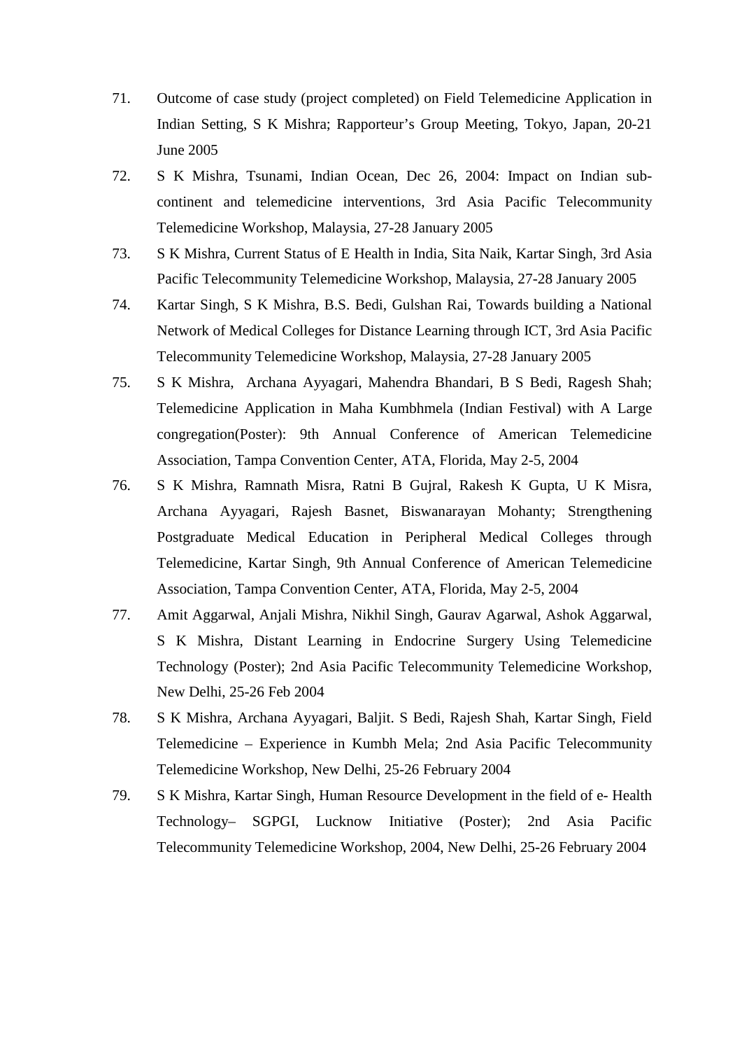71. Outcome of case study (project completed) on Field Telemedicine Application in Indian Setting, S K Mishra; Rapporteur's Group Meeting, Tokyo, Japan, 20-21 June 2005
72. S K Mishra, Tsunami, Indian Ocean, Dec 26, 2004: Impact on Indian sub-continent and telemedicine interventions, 3rd Asia Pacific Telecommunity Telemedicine Workshop, Malaysia, 27-28 January 2005
73. S K Mishra, Current Status of E Health in India, Sita Naik, Kartar Singh, 3rd Asia Pacific Telecommunity Telemedicine Workshop, Malaysia, 27-28 January 2005
74. Kartar Singh, S K Mishra, B.S. Bedi, Gulshan Rai, Towards building a National Network of Medical Colleges for Distance Learning through ICT, 3rd Asia Pacific Telecommunity Telemedicine Workshop, Malaysia, 27-28 January 2005
75. S K Mishra, Archana Ayyagari, Mahendra Bhandari, B S Bedi, Ragesh Shah; Telemedicine Application in Maha Kumbhmela (Indian Festival) with A Large congregation(Poster): 9th Annual Conference of American Telemedicine Association, Tampa Convention Center, ATA, Florida, May 2-5, 2004
76. S K Mishra, Ramnath Misra, Ratni B Gujral, Rakesh K Gupta, U K Misra, Archana Ayyagari, Rajesh Basnet, Biswanarayan Mohanty; Strengthening Postgraduate Medical Education in Peripheral Medical Colleges through Telemedicine, Kartar Singh, 9th Annual Conference of American Telemedicine Association, Tampa Convention Center, ATA, Florida, May 2-5, 2004
77. Amit Aggarwal, Anjali Mishra, Nikhil Singh, Gaurav Agarwal, Ashok Aggarwal, S K Mishra, Distant Learning in Endocrine Surgery Using Telemedicine Technology (Poster); 2nd Asia Pacific Telecommunity Telemedicine Workshop, New Delhi, 25-26 Feb 2004
78. S K Mishra, Archana Ayyagari, Baljit. S Bedi, Rajesh Shah, Kartar Singh, Field Telemedicine – Experience in Kumbh Mela; 2nd Asia Pacific Telecommunity Telemedicine Workshop, New Delhi, 25-26 February 2004
79. S K Mishra, Kartar Singh, Human Resource Development in the field of e- Health Technology– SGPGI, Lucknow Initiative (Poster); 2nd Asia Pacific Telecommunity Telemedicine Workshop, 2004, New Delhi, 25-26 February 2004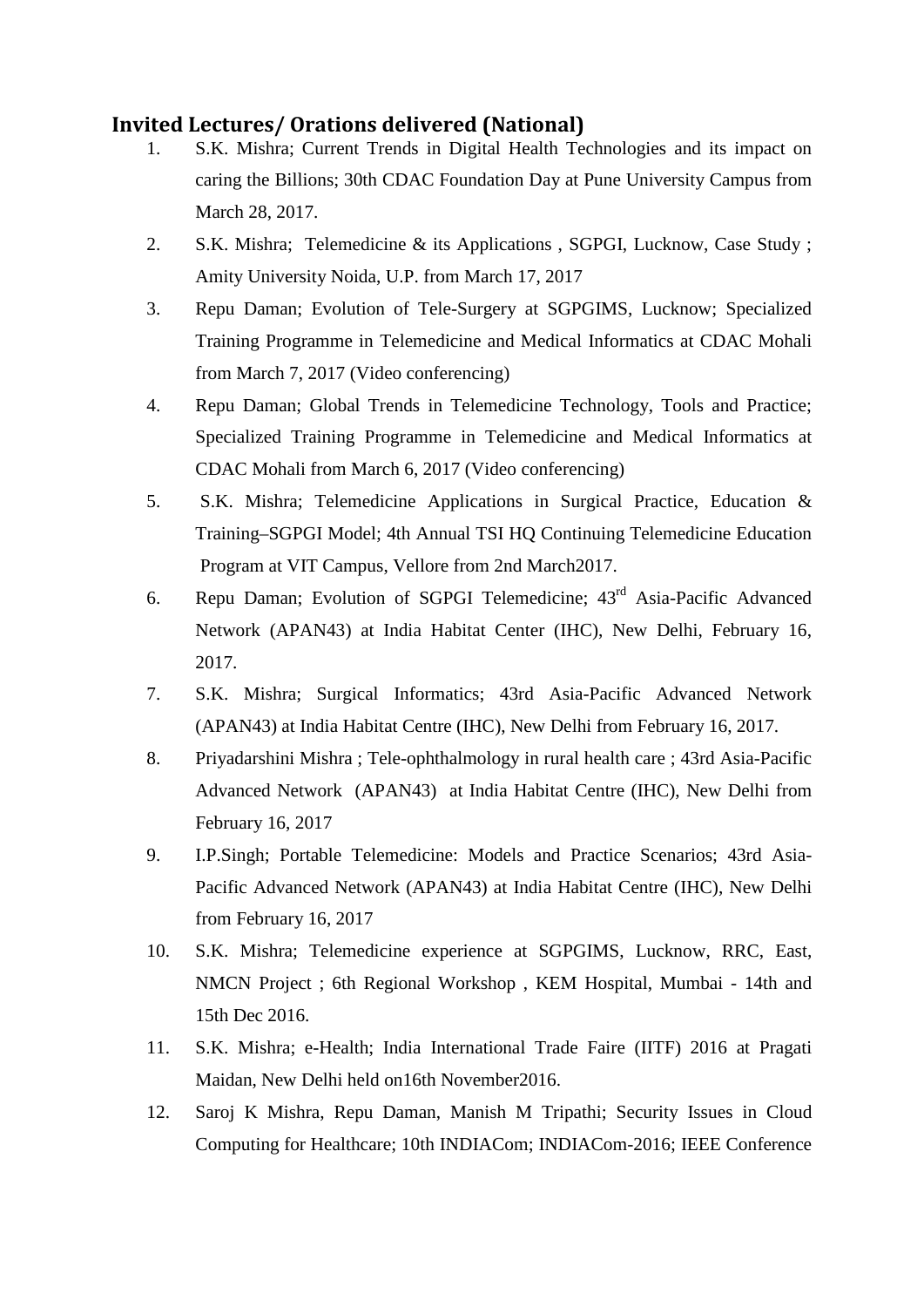## Invited Lectures/ Orations delivered (National)

1. S.K. Mishra; Current Trends in Digital Health Technologies and its impact on caring the Billions; 30th CDAC Foundation Day at Pune University Campus from March 28, 2017.
2. S.K. Mishra; Telemedicine & its Applications , SGPGI, Lucknow, Case Study ; Amity University Noida, U.P. from March 17, 2017
3. Repu Daman; Evolution of Tele-Surgery at SGPGIMS, Lucknow; Specialized Training Programme in Telemedicine and Medical Informatics at CDAC Mohali from March 7, 2017 (Video conferencing)
4. Repu Daman; Global Trends in Telemedicine Technology, Tools and Practice; Specialized Training Programme in Telemedicine and Medical Informatics at CDAC Mohali from March 6, 2017 (Video conferencing)
5. S.K. Mishra; Telemedicine Applications in Surgical Practice, Education & Training–SGPGI Model; 4th Annual TSI HQ Continuing Telemedicine Education Program at VIT Campus, Vellore from 2nd March2017.
6. Repu Daman; Evolution of SGPGI Telemedicine; 43rd Asia-Pacific Advanced Network (APAN43) at India Habitat Center (IHC), New Delhi, February 16, 2017.
7. S.K. Mishra; Surgical Informatics; 43rd Asia-Pacific Advanced Network (APAN43) at India Habitat Centre (IHC), New Delhi from February 16, 2017.
8. Priyadarshini Mishra ; Tele-ophthalmology in rural health care ; 43rd Asia-Pacific Advanced Network (APAN43) at India Habitat Centre (IHC), New Delhi from February 16, 2017
9. I.P.Singh; Portable Telemedicine: Models and Practice Scenarios; 43rd Asia-Pacific Advanced Network (APAN43) at India Habitat Centre (IHC), New Delhi from February 16, 2017
10. S.K. Mishra; Telemedicine experience at SGPGIMS, Lucknow, RRC, East, NMCN Project ; 6th Regional Workshop , KEM Hospital, Mumbai - 14th and 15th Dec 2016.
11. S.K. Mishra; e-Health; India International Trade Faire (IITF) 2016 at Pragati Maidan, New Delhi held on16th November2016.
12. Saroj K Mishra, Repu Daman, Manish M Tripathi; Security Issues in Cloud Computing for Healthcare; 10th INDIACom; INDIACom-2016; IEEE Conference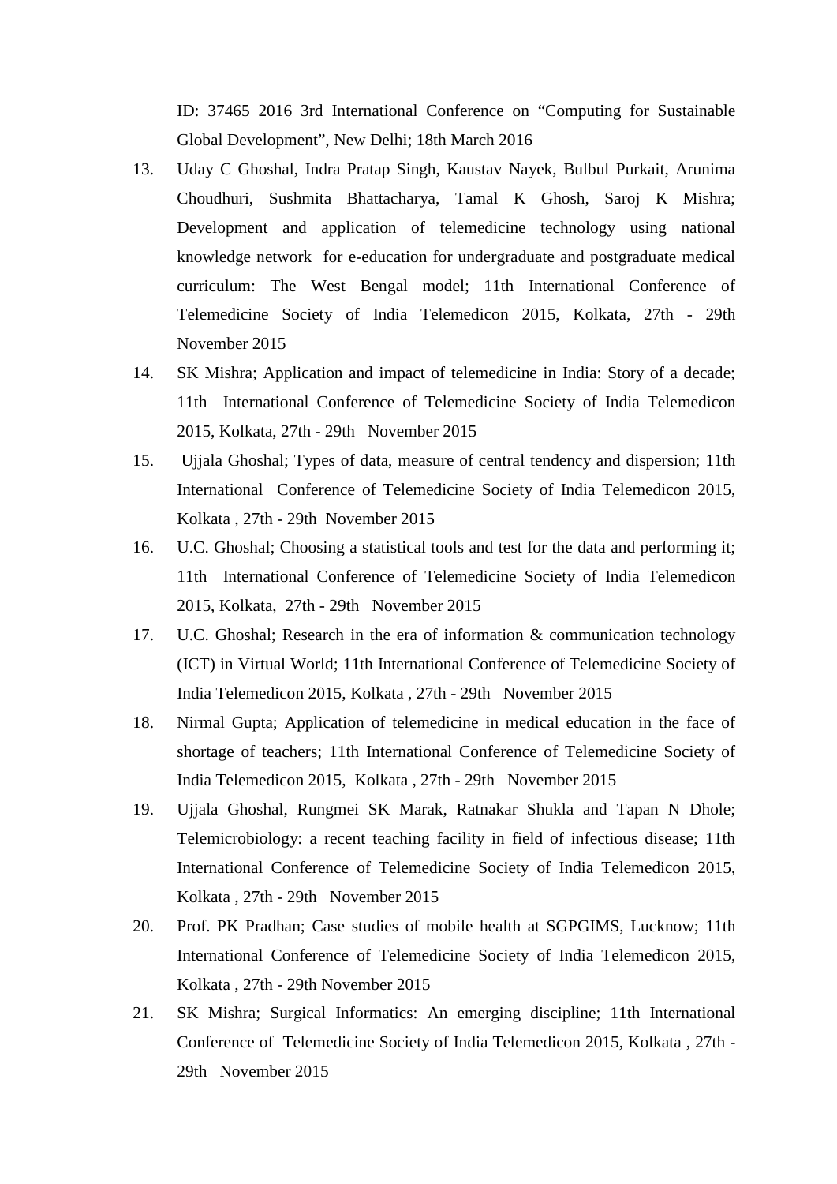ID: 37465 2016 3rd International Conference on “Computing for Sustainable Global Development”, New Delhi; 18th March 2016

13. Uday C Ghoshal, Indra Pratap Singh, Kaustav Nayek, Bulbul Purkait, Arunima Choudhuri, Sushmita Bhattacharya, Tamal K Ghosh, Saroj K Mishra; Development and application of telemedicine technology using national knowledge network for e-education for undergraduate and postgraduate medical curriculum: The West Bengal model; 11th International Conference of Telemedicine Society of India Telemedicon 2015, Kolkata, 27th - 29th November 2015
14. SK Mishra; Application and impact of telemedicine in India: Story of a decade; 11th International Conference of Telemedicine Society of India Telemedicon 2015, Kolkata, 27th - 29th November 2015
15. Ujjala Ghoshal; Types of data, measure of central tendency and dispersion; 11th International Conference of Telemedicine Society of India Telemedicon 2015, Kolkata , 27th - 29th November 2015
16. U.C. Ghoshal; Choosing a statistical tools and test for the data and performing it; 11th International Conference of Telemedicine Society of India Telemedicon 2015, Kolkata, 27th - 29th November 2015
17. U.C. Ghoshal; Research in the era of information & communication technology (ICT) in Virtual World; 11th International Conference of Telemedicine Society of India Telemedicon 2015, Kolkata , 27th - 29th November 2015
18. Nirmal Gupta; Application of telemedicine in medical education in the face of shortage of teachers; 11th International Conference of Telemedicine Society of India Telemedicon 2015, Kolkata , 27th - 29th November 2015
19. Ujjala Ghoshal, Rungmei SK Marak, Ratnakar Shukla and Tapan N Dhole; Telemicrobiology: a recent teaching facility in field of infectious disease; 11th International Conference of Telemedicine Society of India Telemedicon 2015, Kolkata , 27th - 29th November 2015
20. Prof. PK Pradhan; Case studies of mobile health at SGPGIMS, Lucknow; 11th International Conference of Telemedicine Society of India Telemedicon 2015, Kolkata , 27th - 29th November 2015
21. SK Mishra; Surgical Informatics: An emerging discipline; 11th International Conference of Telemedicine Society of India Telemedicon 2015, Kolkata , 27th - 29th November 2015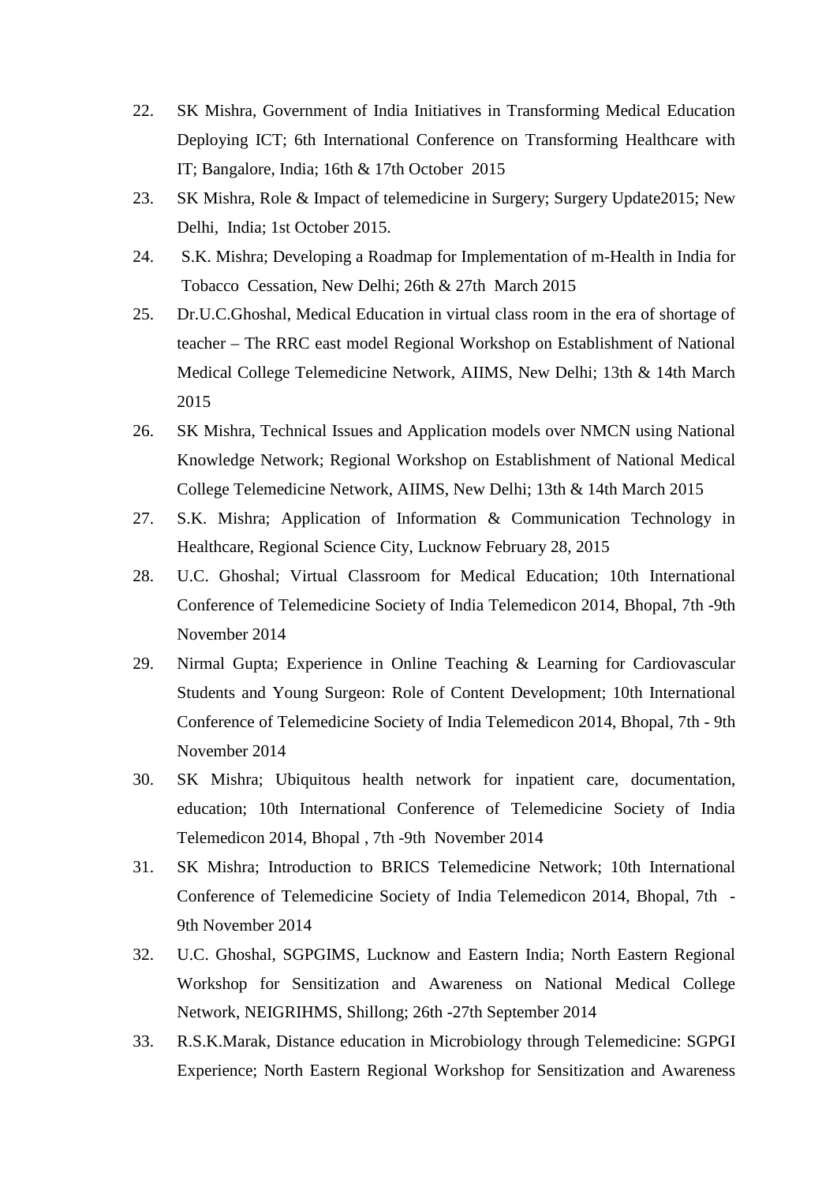22. SK Mishra, Government of India Initiatives in Transforming Medical Education Deploying ICT; 6th International Conference on Transforming Healthcare with IT; Bangalore, India; 16th & 17th October 2015
23. SK Mishra, Role & Impact of telemedicine in Surgery; Surgery Update2015; New Delhi, India; 1st October 2015.
24. S.K. Mishra; Developing a Roadmap for Implementation of m-Health in India for Tobacco Cessation, New Delhi; 26th & 27th March 2015
25. Dr.U.C.Ghoshal, Medical Education in virtual class room in the era of shortage of teacher – The RRC east model Regional Workshop on Establishment of National Medical College Telemedicine Network, AIIMS, New Delhi; 13th & 14th March 2015
26. SK Mishra, Technical Issues and Application models over NMCN using National Knowledge Network; Regional Workshop on Establishment of National Medical College Telemedicine Network, AIIMS, New Delhi; 13th & 14th March 2015
27. S.K. Mishra; Application of Information & Communication Technology in Healthcare, Regional Science City, Lucknow February 28, 2015
28. U.C. Ghoshal; Virtual Classroom for Medical Education; 10th International Conference of Telemedicine Society of India Telemedicon 2014, Bhopal, 7th -9th November 2014
29. Nirmal Gupta; Experience in Online Teaching & Learning for Cardiovascular Students and Young Surgeon: Role of Content Development; 10th International Conference of Telemedicine Society of India Telemedicon 2014, Bhopal, 7th - 9th November 2014
30. SK Mishra; Ubiquitous health network for inpatient care, documentation, education; 10th International Conference of Telemedicine Society of India Telemedicon 2014, Bhopal , 7th -9th November 2014
31. SK Mishra; Introduction to BRICS Telemedicine Network; 10th International Conference of Telemedicine Society of India Telemedicon 2014, Bhopal, 7th - 9th November 2014
32. U.C. Ghoshal, SGPGIMS, Lucknow and Eastern India; North Eastern Regional Workshop for Sensitization and Awareness on National Medical College Network, NEIGRIHMS, Shillong; 26th -27th September 2014
33. R.S.K.Marak, Distance education in Microbiology through Telemedicine: SGPGI Experience; North Eastern Regional Workshop for Sensitization and Awareness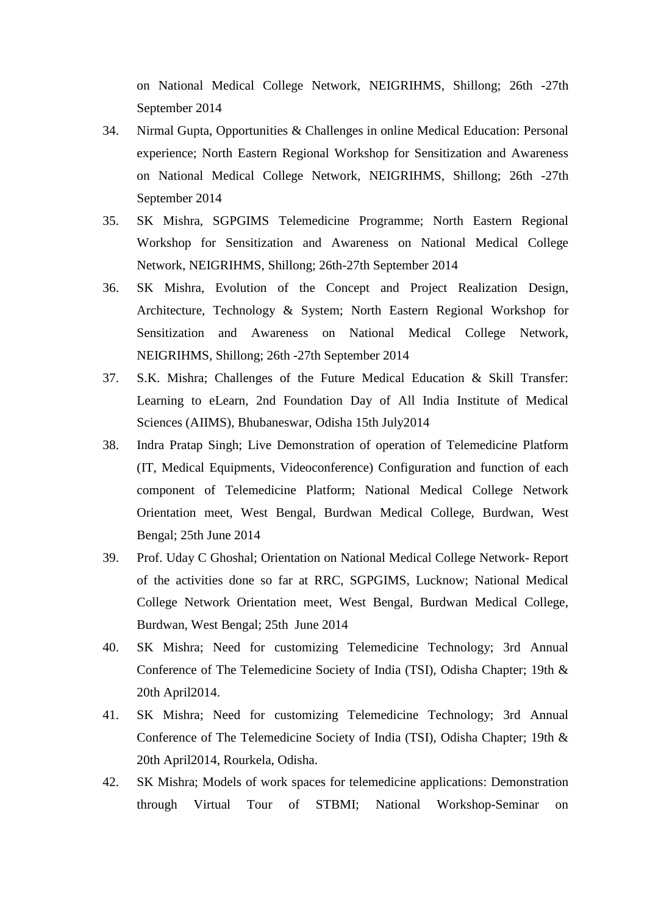on National Medical College Network, NEIGRIHMS, Shillong; 26th -27th September 2014

34. Nirmal Gupta, Opportunities & Challenges in online Medical Education: Personal experience; North Eastern Regional Workshop for Sensitization and Awareness on National Medical College Network, NEIGRIHMS, Shillong; 26th -27th September 2014
35. SK Mishra, SGPGIMS Telemedicine Programme; North Eastern Regional Workshop for Sensitization and Awareness on National Medical College Network, NEIGRIHMS, Shillong; 26th-27th September 2014
36. SK Mishra, Evolution of the Concept and Project Realization Design, Architecture, Technology & System; North Eastern Regional Workshop for Sensitization and Awareness on National Medical College Network, NEIGRIHMS, Shillong; 26th -27th September 2014
37. S.K. Mishra; Challenges of the Future Medical Education & Skill Transfer: Learning to eLearn, 2nd Foundation Day of All India Institute of Medical Sciences (AIIMS), Bhubaneswar, Odisha 15th July2014
38. Indra Pratap Singh; Live Demonstration of operation of Telemedicine Platform (IT, Medical Equipments, Videoconference) Configuration and function of each component of Telemedicine Platform; National Medical College Network Orientation meet, West Bengal, Burdwan Medical College, Burdwan, West Bengal; 25th June 2014
39. Prof. Uday C Ghoshal; Orientation on National Medical College Network- Report of the activities done so far at RRC, SGPGIMS, Lucknow; National Medical College Network Orientation meet, West Bengal, Burdwan Medical College, Burdwan, West Bengal; 25th June 2014
40. SK Mishra; Need for customizing Telemedicine Technology; 3rd Annual Conference of The Telemedicine Society of India (TSI), Odisha Chapter; 19th & 20th April2014.
41. SK Mishra; Need for customizing Telemedicine Technology; 3rd Annual Conference of The Telemedicine Society of India (TSI), Odisha Chapter; 19th & 20th April2014, Rourkela, Odisha.
42. SK Mishra; Models of work spaces for telemedicine applications: Demonstration through Virtual Tour of STBMI; National Workshop-Seminar on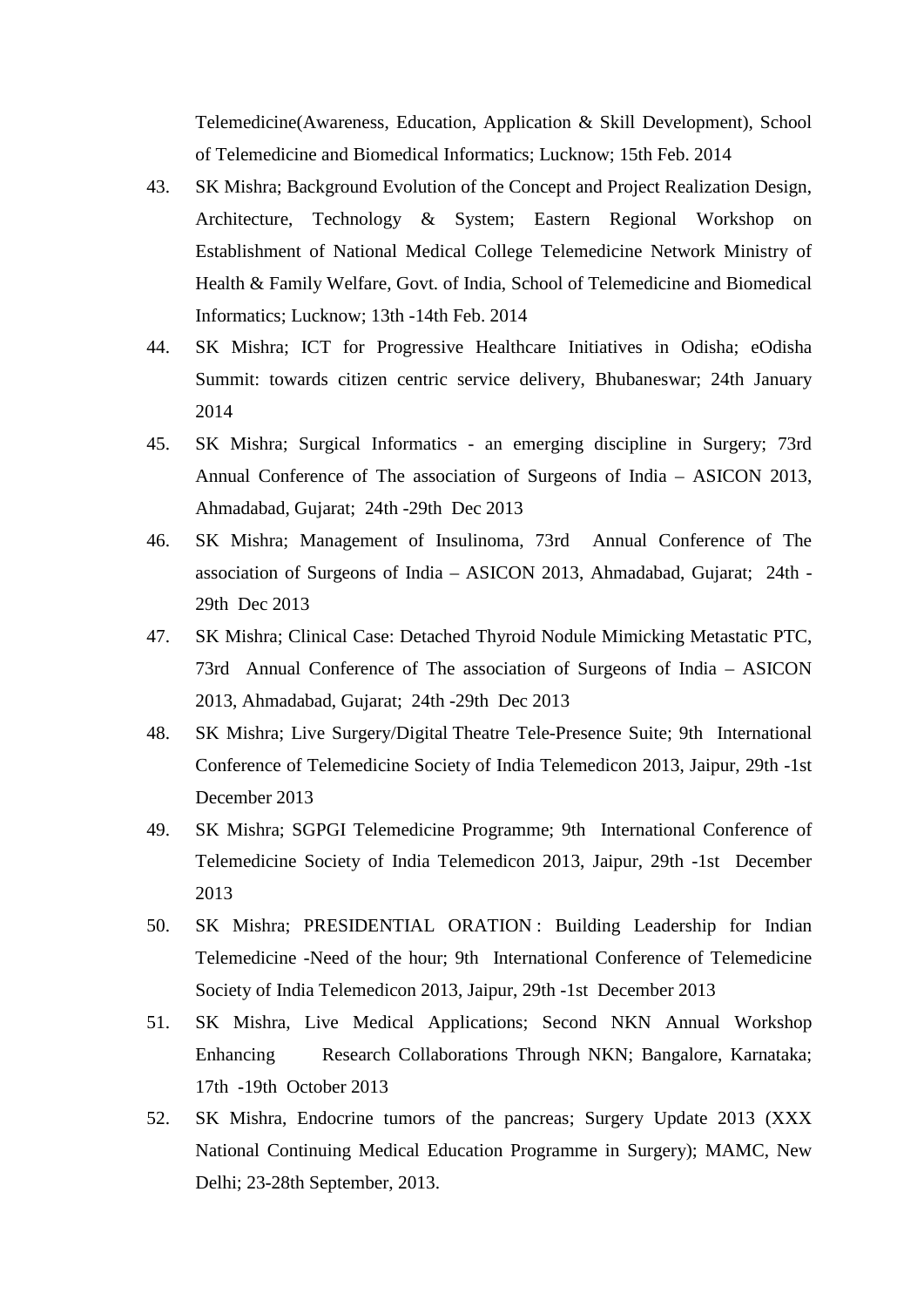Telemedicine(Awareness, Education, Application & Skill Development), School of Telemedicine and Biomedical Informatics; Lucknow; 15th Feb. 2014

43. SK Mishra; Background Evolution of the Concept and Project Realization Design, Architecture, Technology & System; Eastern Regional Workshop on Establishment of National Medical College Telemedicine Network Ministry of Health & Family Welfare, Govt. of India, School of Telemedicine and Biomedical Informatics; Lucknow; 13th -14th Feb. 2014
44. SK Mishra; ICT for Progressive Healthcare Initiatives in Odisha; eOdisha Summit: towards citizen centric service delivery, Bhubaneswar; 24th January 2014
45. SK Mishra; Surgical Informatics - an emerging discipline in Surgery; 73rd Annual Conference of The association of Surgeons of India – ASICON 2013, Ahmadabad, Gujarat; 24th -29th Dec 2013
46. SK Mishra; Management of Insulinoma, 73rd Annual Conference of The association of Surgeons of India – ASICON 2013, Ahmadabad, Gujarat; 24th -29th Dec 2013
47. SK Mishra; Clinical Case: Detached Thyroid Nodule Mimicking Metastatic PTC, 73rd Annual Conference of The association of Surgeons of India – ASICON 2013, Ahmadabad, Gujarat; 24th -29th Dec 2013
48. SK Mishra; Live Surgery/Digital Theatre Tele-Presence Suite; 9th International Conference of Telemedicine Society of India Telemedicon 2013, Jaipur, 29th -1st December 2013
49. SK Mishra; SGPGI Telemedicine Programme; 9th International Conference of Telemedicine Society of India Telemedicon 2013, Jaipur, 29th -1st December 2013
50. SK Mishra; PRESIDENTIAL ORATION : Building Leadership for Indian Telemedicine -Need of the hour; 9th International Conference of Telemedicine Society of India Telemedicon 2013, Jaipur, 29th -1st December 2013
51. SK Mishra, Live Medical Applications; Second NKN Annual Workshop Enhancing Research Collaborations Through NKN; Bangalore, Karnataka; 17th -19th October 2013
52. SK Mishra, Endocrine tumors of the pancreas; Surgery Update 2013 (XXX National Continuing Medical Education Programme in Surgery); MAMC, New Delhi; 23-28th September, 2013.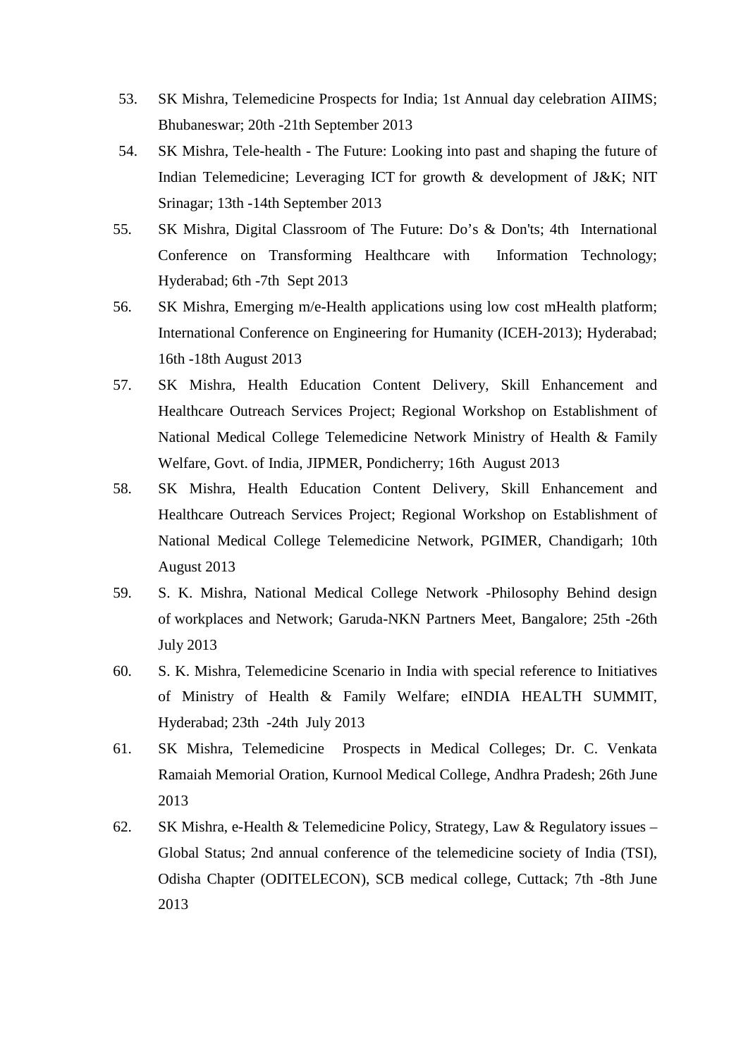53. SK Mishra, Telemedicine Prospects for India; 1st Annual day celebration AIIMS; Bhubaneswar; 20th -21th September 2013
54. SK Mishra, Tele-health - The Future: Looking into past and shaping the future of Indian Telemedicine; Leveraging ICT for growth & development of J&K; NIT Srinagar; 13th -14th September 2013
55. SK Mishra, Digital Classroom of The Future: Do's & Don'ts; 4th International Conference on Transforming Healthcare with Information Technology; Hyderabad; 6th -7th Sept 2013
56. SK Mishra, Emerging m/e-Health applications using low cost mHealth platform; International Conference on Engineering for Humanity (ICEH-2013); Hyderabad; 16th -18th August 2013
57. SK Mishra, Health Education Content Delivery, Skill Enhancement and Healthcare Outreach Services Project; Regional Workshop on Establishment of National Medical College Telemedicine Network Ministry of Health & Family Welfare, Govt. of India, JIPMER, Pondicherry; 16th August 2013
58. SK Mishra, Health Education Content Delivery, Skill Enhancement and Healthcare Outreach Services Project; Regional Workshop on Establishment of National Medical College Telemedicine Network, PGIMER, Chandigarh; 10th August 2013
59. S. K. Mishra, National Medical College Network -Philosophy Behind design of workplaces and Network; Garuda-NKN Partners Meet, Bangalore; 25th -26th July 2013
60. S. K. Mishra, Telemedicine Scenario in India with special reference to Initiatives of Ministry of Health & Family Welfare; eINDIA HEALTH SUMMIT, Hyderabad; 23th -24th July 2013
61. SK Mishra, Telemedicine Prospects in Medical Colleges; Dr. C. Venkata Ramaiah Memorial Oration, Kurnool Medical College, Andhra Pradesh; 26th June 2013
62. SK Mishra, e-Health & Telemedicine Policy, Strategy, Law & Regulatory issues – Global Status; 2nd annual conference of the telemedicine society of India (TSI), Odisha Chapter (ODITELECON), SCB medical college, Cuttack; 7th -8th June 2013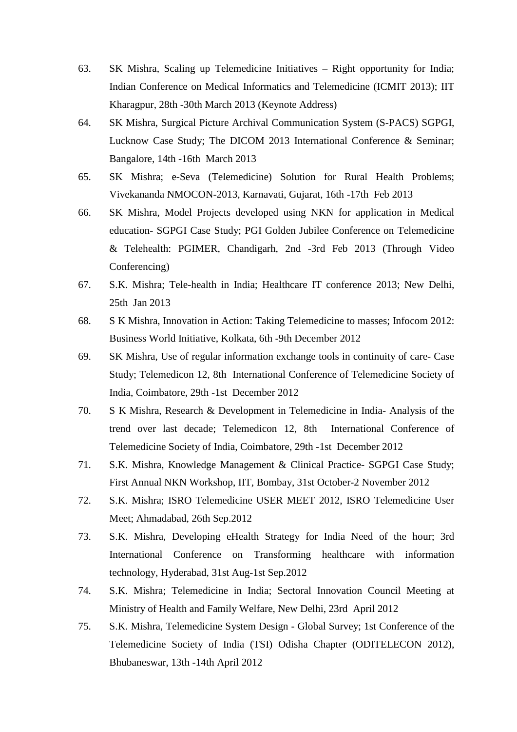63. SK Mishra, Scaling up Telemedicine Initiatives – Right opportunity for India; Indian Conference on Medical Informatics and Telemedicine (ICMIT 2013); IIT Kharagpur, 28th -30th March 2013 (Keynote Address)
64. SK Mishra, Surgical Picture Archival Communication System (S-PACS) SGPGI, Lucknow Case Study; The DICOM 2013 International Conference & Seminar; Bangalore, 14th -16th March 2013
65. SK Mishra; e-Seva (Telemedicine) Solution for Rural Health Problems; Vivekananda NMOCON-2013, Karnavati, Gujarat, 16th -17th Feb 2013
66. SK Mishra, Model Projects developed using NKN for application in Medical education- SGPGI Case Study; PGI Golden Jubilee Conference on Telemedicine & Telehealth: PGIMER, Chandigarh, 2nd -3rd Feb 2013 (Through Video Conferencing)
67. S.K. Mishra; Tele-health in India; Healthcare IT conference 2013; New Delhi, 25th Jan 2013
68. S K Mishra, Innovation in Action: Taking Telemedicine to masses; Infocom 2012: Business World Initiative, Kolkata, 6th -9th December 2012
69. SK Mishra, Use of regular information exchange tools in continuity of care- Case Study; Telemedicon 12, 8th International Conference of Telemedicine Society of India, Coimbatore, 29th -1st December 2012
70. S K Mishra, Research & Development in Telemedicine in India- Analysis of the trend over last decade; Telemedicon 12, 8th International Conference of Telemedicine Society of India, Coimbatore, 29th -1st December 2012
71. S.K. Mishra, Knowledge Management & Clinical Practice- SGPGI Case Study; First Annual NKN Workshop, IIT, Bombay, 31st October-2 November 2012
72. S.K. Mishra; ISRO Telemedicine USER MEET 2012, ISRO Telemedicine User Meet; Ahmadabad, 26th Sep.2012
73. S.K. Mishra, Developing eHealth Strategy for India Need of the hour; 3rd International Conference on Transforming healthcare with information technology, Hyderabad, 31st Aug-1st Sep.2012
74. S.K. Mishra; Telemedicine in India; Sectoral Innovation Council Meeting at Ministry of Health and Family Welfare, New Delhi, 23rd April 2012
75. S.K. Mishra, Telemedicine System Design - Global Survey; 1st Conference of the Telemedicine Society of India (TSI) Odisha Chapter (ODITELECON 2012), Bhubaneswar, 13th -14th April 2012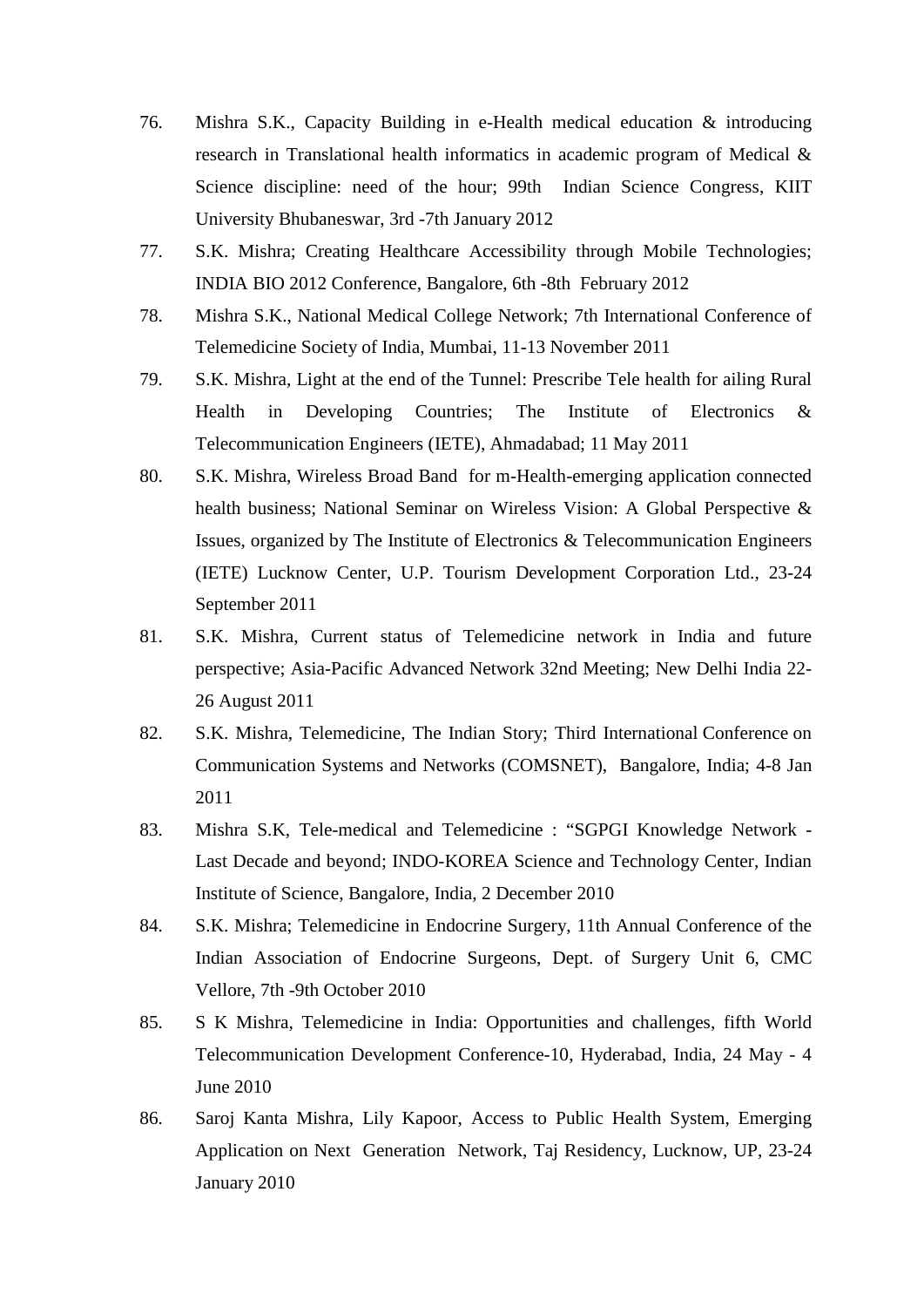76. Mishra S.K., Capacity Building in e-Health medical education & introducing research in Translational health informatics in academic program of Medical & Science discipline: need of the hour; 99th Indian Science Congress, KIIT University Bhubaneswar, 3rd -7th January 2012
77. S.K. Mishra; Creating Healthcare Accessibility through Mobile Technologies; INDIA BIO 2012 Conference, Bangalore, 6th -8th February 2012
78. Mishra S.K., National Medical College Network; 7th International Conference of Telemedicine Society of India, Mumbai, 11-13 November 2011
79. S.K. Mishra, Light at the end of the Tunnel: Prescribe Tele health for ailing Rural Health in Developing Countries; The Institute of Electronics & Telecommunication Engineers (IETE), Ahmadabad; 11 May 2011
80. S.K. Mishra, Wireless Broad Band for m-Health-emerging application connected health business; National Seminar on Wireless Vision: A Global Perspective & Issues, organized by The Institute of Electronics & Telecommunication Engineers (IETE) Lucknow Center, U.P. Tourism Development Corporation Ltd., 23-24 September 2011
81. S.K. Mishra, Current status of Telemedicine network in India and future perspective; Asia-Pacific Advanced Network 32nd Meeting; New Delhi India 22-26 August 2011
82. S.K. Mishra, Telemedicine, The Indian Story; Third International Conference on Communication Systems and Networks (COMSNET), Bangalore, India; 4-8 Jan 2011
83. Mishra S.K, Tele-medical and Telemedicine : "SGPGI Knowledge Network - Last Decade and beyond; INDO-KOREA Science and Technology Center, Indian Institute of Science, Bangalore, India, 2 December 2010
84. S.K. Mishra; Telemedicine in Endocrine Surgery, 11th Annual Conference of the Indian Association of Endocrine Surgeons, Dept. of Surgery Unit 6, CMC Vellore, 7th -9th October 2010
85. S K Mishra, Telemedicine in India: Opportunities and challenges, fifth World Telecommunication Development Conference-10, Hyderabad, India, 24 May - 4 June 2010
86. Saroj Kanta Mishra, Lily Kapoor, Access to Public Health System, Emerging Application on Next Generation Network, Taj Residency, Lucknow, UP, 23-24 January 2010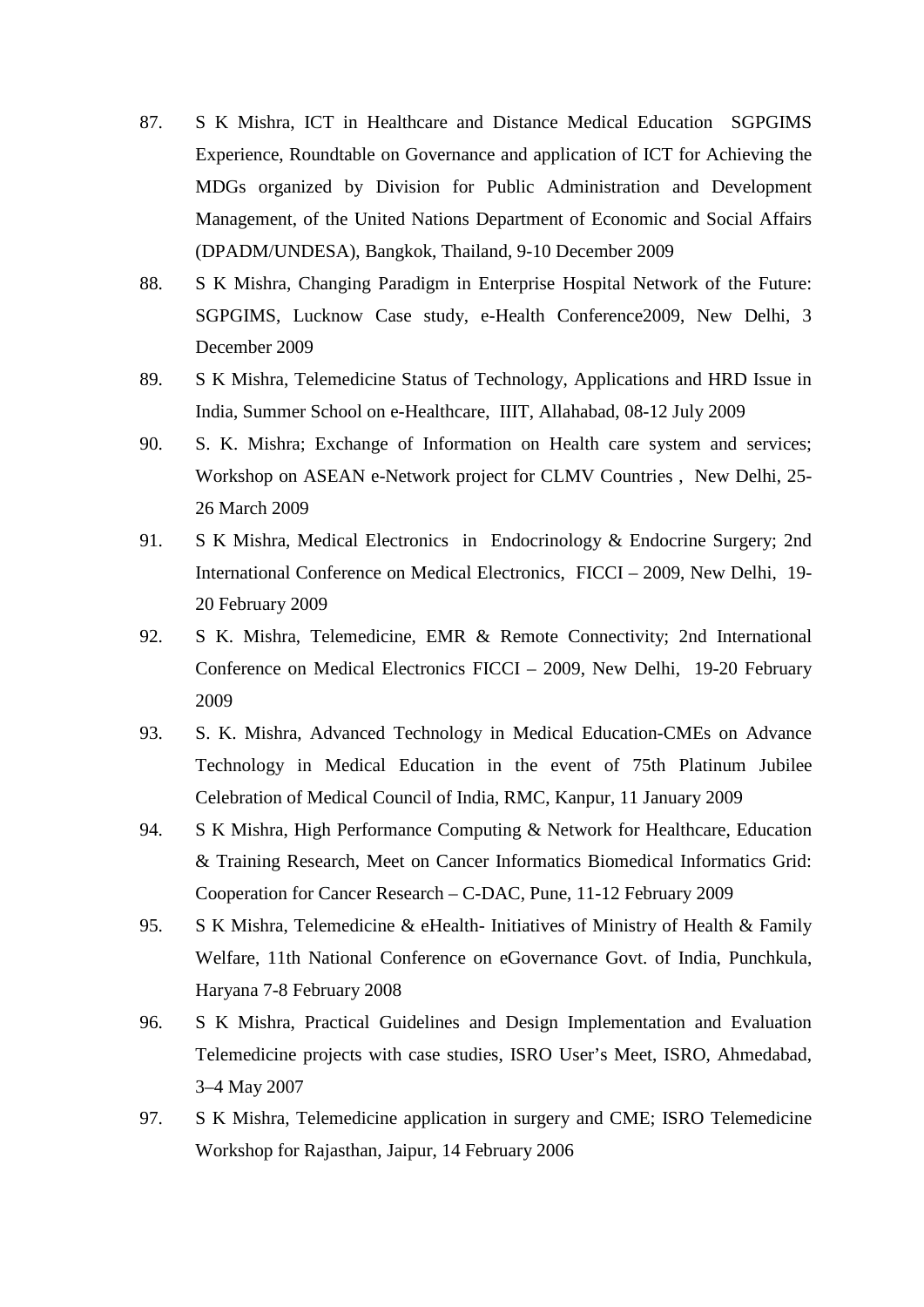87. S K Mishra, ICT in Healthcare and Distance Medical Education SGPGIMS Experience, Roundtable on Governance and application of ICT for Achieving the MDGs organized by Division for Public Administration and Development Management, of the United Nations Department of Economic and Social Affairs (DPADM/UNDESA), Bangkok, Thailand, 9-10 December 2009
88. S K Mishra, Changing Paradigm in Enterprise Hospital Network of the Future: SGPGIMS, Lucknow Case study, e-Health Conference2009, New Delhi, 3 December 2009
89. S K Mishra, Telemedicine Status of Technology, Applications and HRD Issue in India, Summer School on e-Healthcare, IIIT, Allahabad, 08-12 July 2009
90. S. K. Mishra; Exchange of Information on Health care system and services; Workshop on ASEAN e-Network project for CLMV Countries , New Delhi, 25-26 March 2009
91. S K Mishra, Medical Electronics in Endocrinology & Endocrine Surgery; 2nd International Conference on Medical Electronics, FICCI – 2009, New Delhi, 19-20 February 2009
92. S K. Mishra, Telemedicine, EMR & Remote Connectivity; 2nd International Conference on Medical Electronics FICCI – 2009, New Delhi, 19-20 February 2009
93. S. K. Mishra, Advanced Technology in Medical Education-CMEs on Advance Technology in Medical Education in the event of 75th Platinum Jubilee Celebration of Medical Council of India, RMC, Kanpur, 11 January 2009
94. S K Mishra, High Performance Computing & Network for Healthcare, Education & Training Research, Meet on Cancer Informatics Biomedical Informatics Grid: Cooperation for Cancer Research – C-DAC, Pune, 11-12 February 2009
95. S K Mishra, Telemedicine & eHealth- Initiatives of Ministry of Health & Family Welfare, 11th National Conference on eGovernance Govt. of India, Punchkula, Haryana 7-8 February 2008
96. S K Mishra, Practical Guidelines and Design Implementation and Evaluation Telemedicine projects with case studies, ISRO User's Meet, ISRO, Ahmedabad, 3–4 May 2007
97. S K Mishra, Telemedicine application in surgery and CME; ISRO Telemedicine Workshop for Rajasthan, Jaipur, 14 February 2006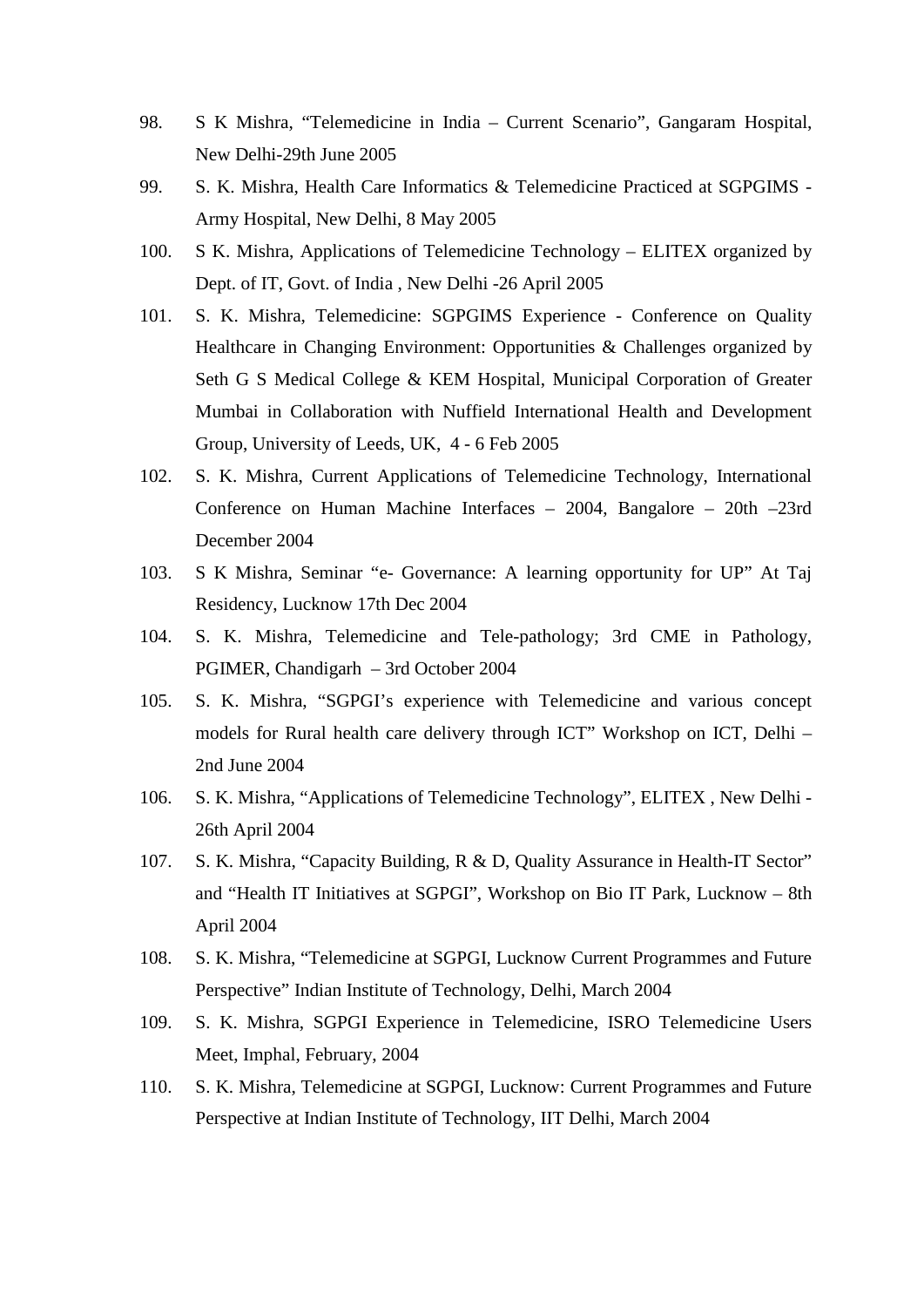98. S K Mishra, “Telemedicine in India – Current Scenario”, Gangaram Hospital, New Delhi-29th June 2005
99. S. K. Mishra, Health Care Informatics & Telemedicine Practiced at SGPGIMS - Army Hospital, New Delhi, 8 May 2005
100. S K. Mishra, Applications of Telemedicine Technology – ELITEX organized by Dept. of IT, Govt. of India , New Delhi -26 April 2005
101. S. K. Mishra, Telemedicine: SGPGIMS Experience - Conference on Quality Healthcare in Changing Environment: Opportunities & Challenges organized by Seth G S Medical College & KEM Hospital, Municipal Corporation of Greater Mumbai in Collaboration with Nuffield International Health and Development Group, University of Leeds, UK, 4 - 6 Feb 2005
102. S. K. Mishra, Current Applications of Telemedicine Technology, International Conference on Human Machine Interfaces – 2004, Bangalore – 20th –23rd December 2004
103. S K Mishra, Seminar “e- Governance: A learning opportunity for UP” At Taj Residency, Lucknow 17th Dec 2004
104. S. K. Mishra, Telemedicine and Tele-pathology; 3rd CME in Pathology, PGIMER, Chandigarh – 3rd October 2004
105. S. K. Mishra, “SGPGI’s experience with Telemedicine and various concept models for Rural health care delivery through ICT” Workshop on ICT, Delhi – 2nd June 2004
106. S. K. Mishra, “Applications of Telemedicine Technology”, ELITEX , New Delhi - 26th April 2004
107. S. K. Mishra, “Capacity Building, R & D, Quality Assurance in Health-IT Sector” and “Health IT Initiatives at SGPGI”, Workshop on Bio IT Park, Lucknow – 8th April 2004
108. S. K. Mishra, “Telemedicine at SGPGI, Lucknow Current Programmes and Future Perspective” Indian Institute of Technology, Delhi, March 2004
109. S. K. Mishra, SGPGI Experience in Telemedicine, ISRO Telemedicine Users Meet, Imphal, February, 2004
110. S. K. Mishra, Telemedicine at SGPGI, Lucknow: Current Programmes and Future Perspective at Indian Institute of Technology, IIT Delhi, March 2004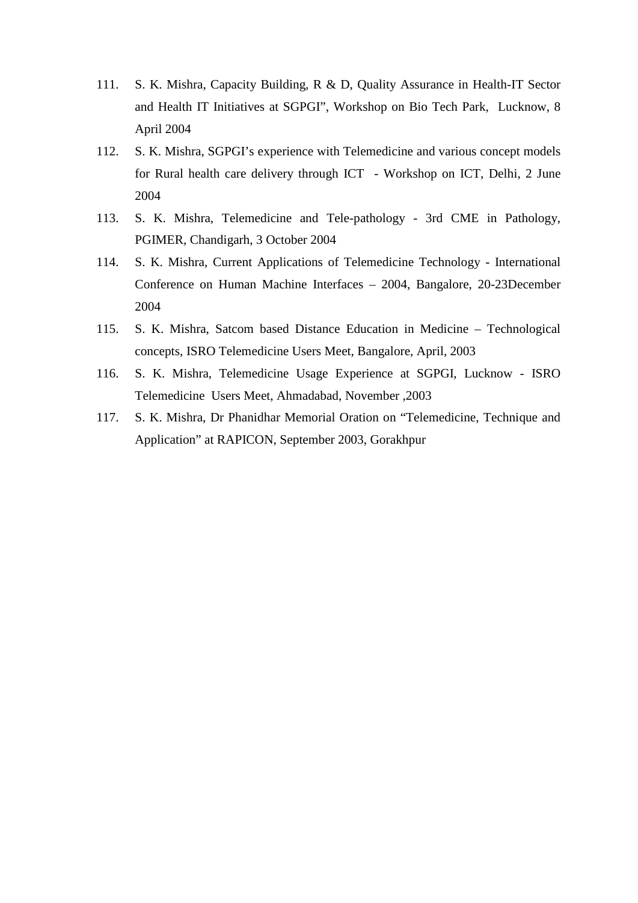111. S. K. Mishra, Capacity Building, R & D, Quality Assurance in Health-IT Sector and Health IT Initiatives at SGPGI", Workshop on Bio Tech Park, Lucknow, 8 April 2004
112. S. K. Mishra, SGPGI's experience with Telemedicine and various concept models for Rural health care delivery through ICT - Workshop on ICT, Delhi, 2 June 2004
113. S. K. Mishra, Telemedicine and Tele-pathology - 3rd CME in Pathology, PGIMER, Chandigarh, 3 October 2004
114. S. K. Mishra, Current Applications of Telemedicine Technology - International Conference on Human Machine Interfaces – 2004, Bangalore, 20-23December 2004
115. S. K. Mishra, Satcom based Distance Education in Medicine – Technological concepts, ISRO Telemedicine Users Meet, Bangalore, April, 2003
116. S. K. Mishra, Telemedicine Usage Experience at SGPGI, Lucknow - ISRO Telemedicine Users Meet, Ahmadabad, November ,2003
117. S. K. Mishra, Dr Phanidhar Memorial Oration on "Telemedicine, Technique and Application" at RAPICON, September 2003, Gorakhpur